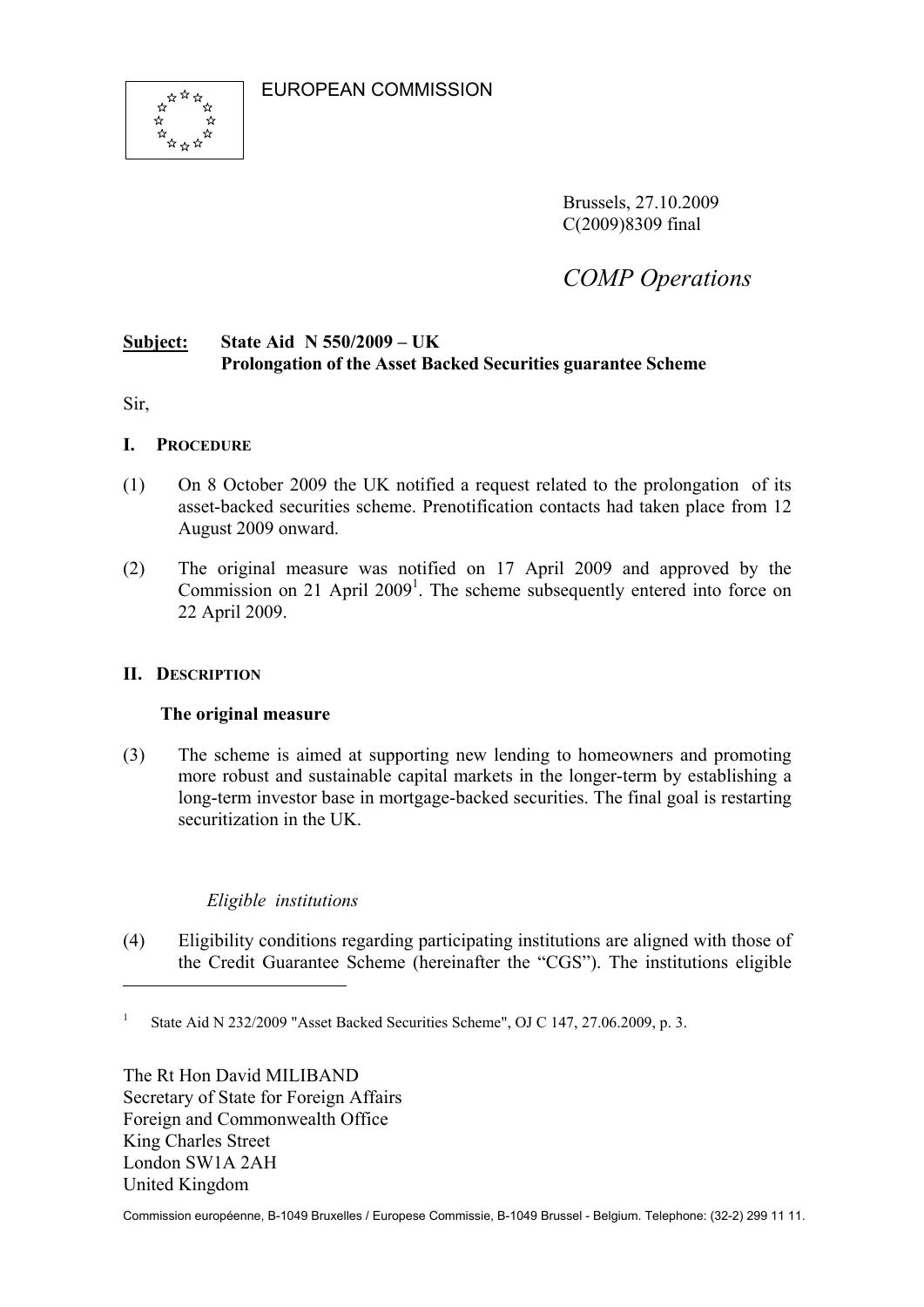EUROPEAN COMMISSION

Brussels, 27.10.2009
C(2009)8309 final

*COMP Operations*

**Subject: State Aid N 550/2009 – UK**
**Prolongation of the Asset Backed Securities guarantee Scheme**

Sir,

## I. PROCEDURE

(1) On 8 October 2009 the UK notified a request related to the prolongation of its asset-backed securities scheme. Prenotification contacts had taken place from 12 August 2009 onward.

(2) The original measure was notified on 17 April 2009 and approved by the Commission on 21 April 2009[1]. The scheme subsequently entered into force on 22 April 2009.

## II. DESCRIPTION

### The original measure

(3) The scheme is aimed at supporting new lending to homeowners and promoting more robust and sustainable capital markets in the longer-term by establishing a long-term investor base in mortgage-backed securities. The final goal is restarting securitization in the UK.

*Eligible institutions*

(4) Eligibility conditions regarding participating institutions are aligned with those of the Credit Guarantee Scheme (hereinafter the "CGS"). The institutions eligible

[1] State Aid N 232/2009 "Asset Backed Securities Scheme", OJ C 147, 27.06.2009, p. 3.

The Rt Hon David MILIBAND
Secretary of State for Foreign Affairs
Foreign and Commonwealth Office
King Charles Street
London SW1A 2AH
United Kingdom

Commission européenne, B-1049 Bruxelles / Europese Commissie, B-1049 Brussel - Belgium. Telephone: (32-2) 299 11 11.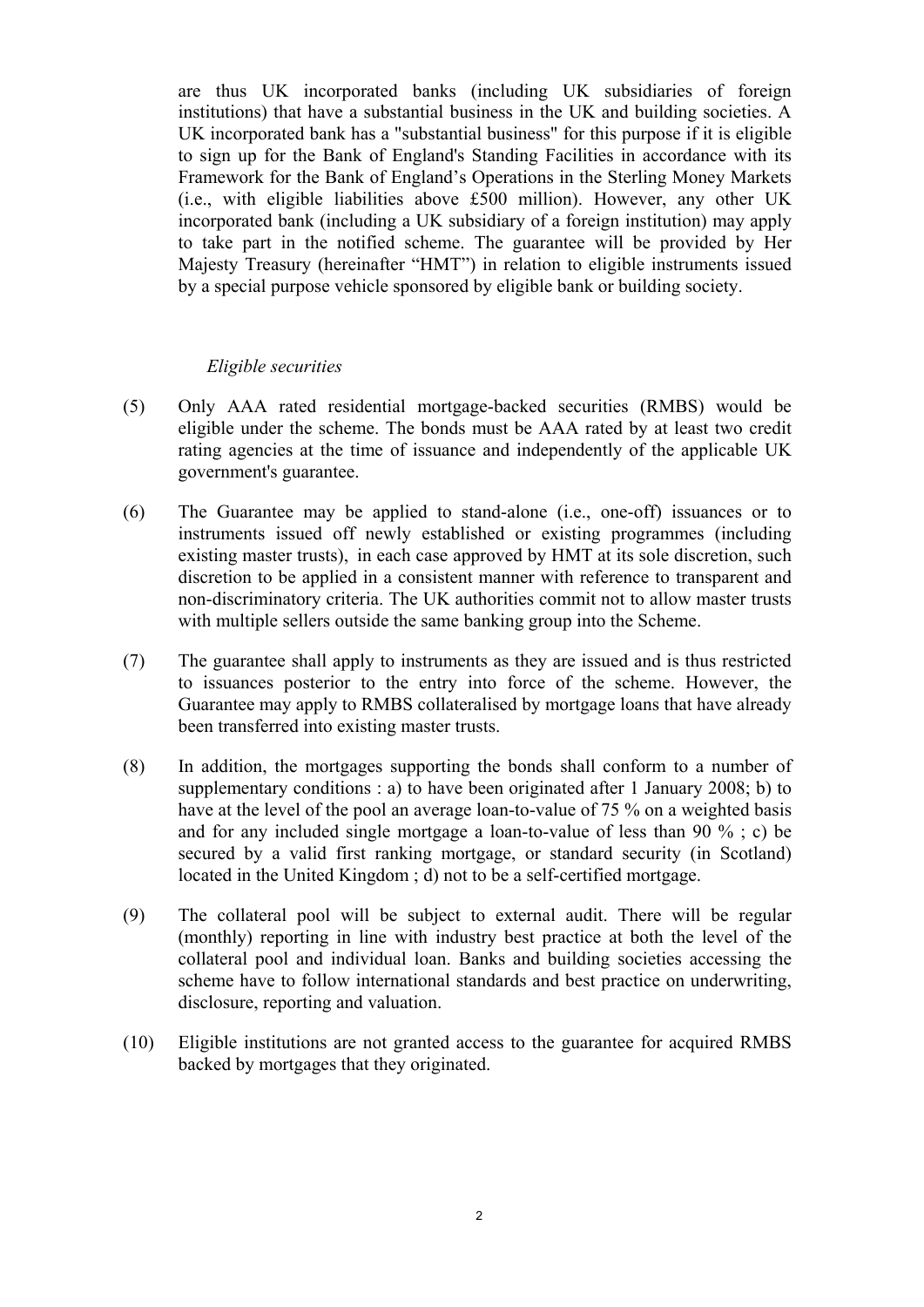are thus UK incorporated banks (including UK subsidiaries of foreign institutions) that have a substantial business in the UK and building societies. A UK incorporated bank has a "substantial business" for this purpose if it is eligible to sign up for the Bank of England's Standing Facilities in accordance with its Framework for the Bank of England's Operations in the Sterling Money Markets (i.e., with eligible liabilities above £500 million). However, any other UK incorporated bank (including a UK subsidiary of a foreign institution) may apply to take part in the notified scheme. The guarantee will be provided by Her Majesty Treasury (hereinafter "HMT") in relation to eligible instruments issued by a special purpose vehicle sponsored by eligible bank or building society.

*Eligible securities*

(5) Only AAA rated residential mortgage-backed securities (RMBS) would be eligible under the scheme. The bonds must be AAA rated by at least two credit rating agencies at the time of issuance and independently of the applicable UK government's guarantee.

(6) The Guarantee may be applied to stand-alone (i.e., one-off) issuances or to instruments issued off newly established or existing programmes (including existing master trusts), in each case approved by HMT at its sole discretion, such discretion to be applied in a consistent manner with reference to transparent and non-discriminatory criteria. The UK authorities commit not to allow master trusts with multiple sellers outside the same banking group into the Scheme.

(7) The guarantee shall apply to instruments as they are issued and is thus restricted to issuances posterior to the entry into force of the scheme. However, the Guarantee may apply to RMBS collateralised by mortgage loans that have already been transferred into existing master trusts.

(8) In addition, the mortgages supporting the bonds shall conform to a number of supplementary conditions : a) to have been originated after 1 January 2008; b) to have at the level of the pool an average loan-to-value of 75 % on a weighted basis and for any included single mortgage a loan-to-value of less than 90 % ; c) be secured by a valid first ranking mortgage, or standard security (in Scotland) located in the United Kingdom ; d) not to be a self-certified mortgage.

(9) The collateral pool will be subject to external audit. There will be regular (monthly) reporting in line with industry best practice at both the level of the collateral pool and individual loan. Banks and building societies accessing the scheme have to follow international standards and best practice on underwriting, disclosure, reporting and valuation.

(10) Eligible institutions are not granted access to the guarantee for acquired RMBS backed by mortgages that they originated.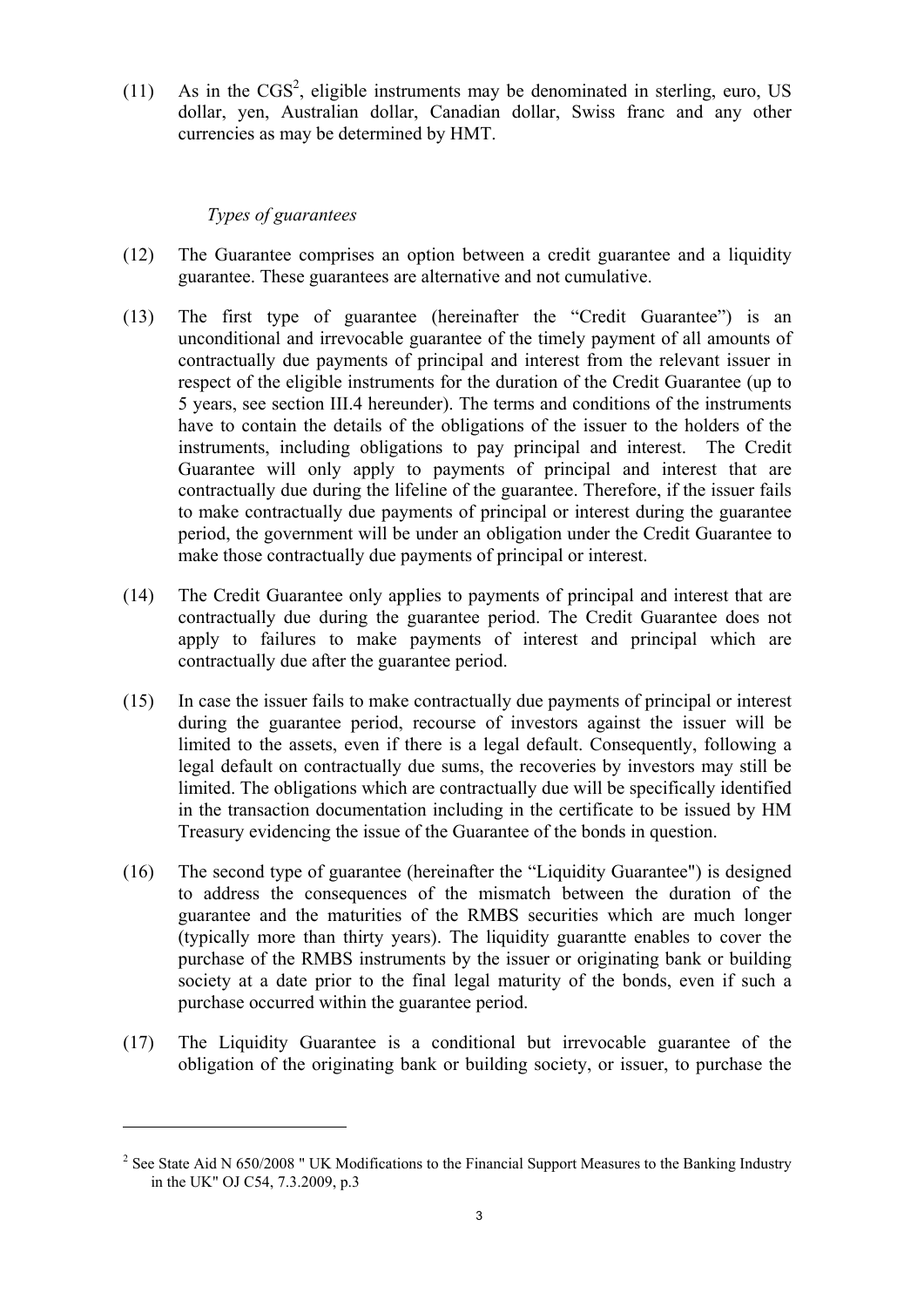(11) As in the CGS[2], eligible instruments may be denominated in sterling, euro, US dollar, yen, Australian dollar, Canadian dollar, Swiss franc and any other currencies as may be determined by HMT.

*Types of guarantees*

(12) The Guarantee comprises an option between a credit guarantee and a liquidity guarantee. These guarantees are alternative and not cumulative.

(13) The first type of guarantee (hereinafter the "Credit Guarantee") is an unconditional and irrevocable guarantee of the timely payment of all amounts of contractually due payments of principal and interest from the relevant issuer in respect of the eligible instruments for the duration of the Credit Guarantee (up to 5 years, see section III.4 hereunder). The terms and conditions of the instruments have to contain the details of the obligations of the issuer to the holders of the instruments, including obligations to pay principal and interest. The Credit Guarantee will only apply to payments of principal and interest that are contractually due during the lifeline of the guarantee. Therefore, if the issuer fails to make contractually due payments of principal or interest during the guarantee period, the government will be under an obligation under the Credit Guarantee to make those contractually due payments of principal or interest.

(14) The Credit Guarantee only applies to payments of principal and interest that are contractually due during the guarantee period. The Credit Guarantee does not apply to failures to make payments of interest and principal which are contractually due after the guarantee period.

(15) In case the issuer fails to make contractually due payments of principal or interest during the guarantee period, recourse of investors against the issuer will be limited to the assets, even if there is a legal default. Consequently, following a legal default on contractually due sums, the recoveries by investors may still be limited. The obligations which are contractually due will be specifically identified in the transaction documentation including in the certificate to be issued by HM Treasury evidencing the issue of the Guarantee of the bonds in question.

(16) The second type of guarantee (hereinafter the "Liquidity Guarantee") is designed to address the consequences of the mismatch between the duration of the guarantee and the maturities of the RMBS securities which are much longer (typically more than thirty years). The liquidity guarantte enables to cover the purchase of the RMBS instruments by the issuer or originating bank or building society at a date prior to the final legal maturity of the bonds, even if such a purchase occurred within the guarantee period.

(17) The Liquidity Guarantee is a conditional but irrevocable guarantee of the obligation of the originating bank or building society, or issuer, to purchase the

[2] See State Aid N 650/2008 " UK Modifications to the Financial Support Measures to the Banking Industry in the UK" OJ C54, 7.3.2009, p.3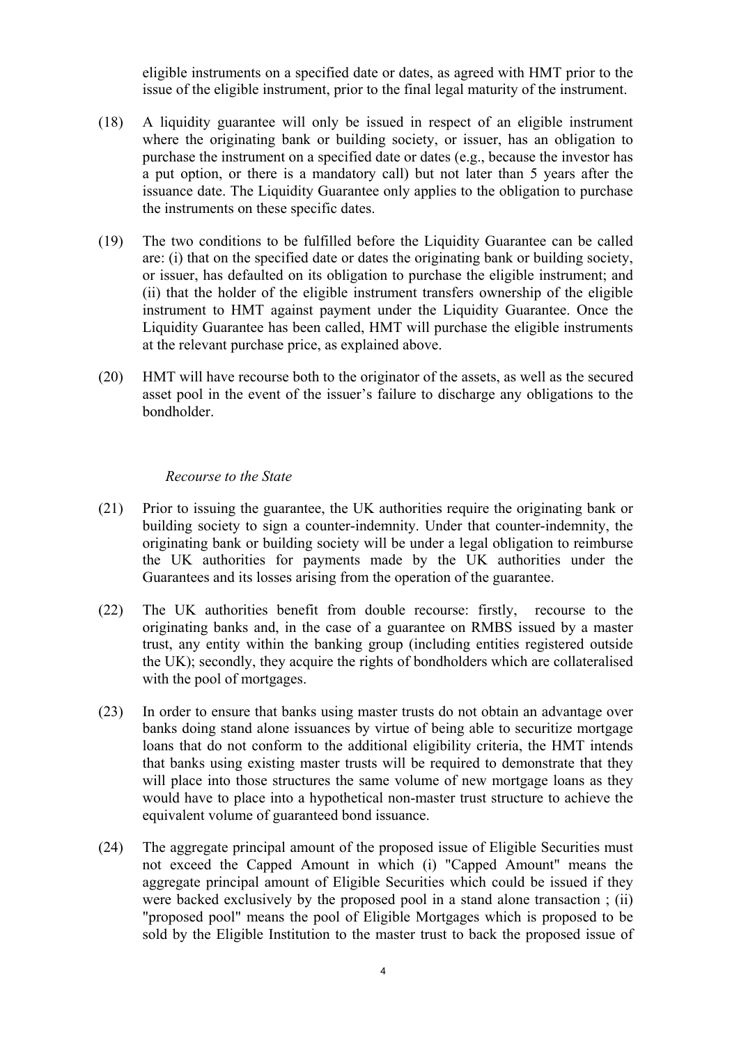eligible instruments on a specified date or dates, as agreed with HMT prior to the issue of the eligible instrument, prior to the final legal maturity of the instrument.

(18) A liquidity guarantee will only be issued in respect of an eligible instrument where the originating bank or building society, or issuer, has an obligation to purchase the instrument on a specified date or dates (e.g., because the investor has a put option, or there is a mandatory call) but not later than 5 years after the issuance date. The Liquidity Guarantee only applies to the obligation to purchase the instruments on these specific dates.

(19) The two conditions to be fulfilled before the Liquidity Guarantee can be called are: (i) that on the specified date or dates the originating bank or building society, or issuer, has defaulted on its obligation to purchase the eligible instrument; and (ii) that the holder of the eligible instrument transfers ownership of the eligible instrument to HMT against payment under the Liquidity Guarantee. Once the Liquidity Guarantee has been called, HMT will purchase the eligible instruments at the relevant purchase price, as explained above.

(20) HMT will have recourse both to the originator of the assets, as well as the secured asset pool in the event of the issuer's failure to discharge any obligations to the bondholder.

*Recourse to the State*

(21) Prior to issuing the guarantee, the UK authorities require the originating bank or building society to sign a counter-indemnity. Under that counter-indemnity, the originating bank or building society will be under a legal obligation to reimburse the UK authorities for payments made by the UK authorities under the Guarantees and its losses arising from the operation of the guarantee.

(22) The UK authorities benefit from double recourse: firstly, recourse to the originating banks and, in the case of a guarantee on RMBS issued by a master trust, any entity within the banking group (including entities registered outside the UK); secondly, they acquire the rights of bondholders which are collateralised with the pool of mortgages.

(23) In order to ensure that banks using master trusts do not obtain an advantage over banks doing stand alone issuances by virtue of being able to securitize mortgage loans that do not conform to the additional eligibility criteria, the HMT intends that banks using existing master trusts will be required to demonstrate that they will place into those structures the same volume of new mortgage loans as they would have to place into a hypothetical non-master trust structure to achieve the equivalent volume of guaranteed bond issuance.

(24) The aggregate principal amount of the proposed issue of Eligible Securities must not exceed the Capped Amount in which (i) "Capped Amount" means the aggregate principal amount of Eligible Securities which could be issued if they were backed exclusively by the proposed pool in a stand alone transaction ; (ii) "proposed pool" means the pool of Eligible Mortgages which is proposed to be sold by the Eligible Institution to the master trust to back the proposed issue of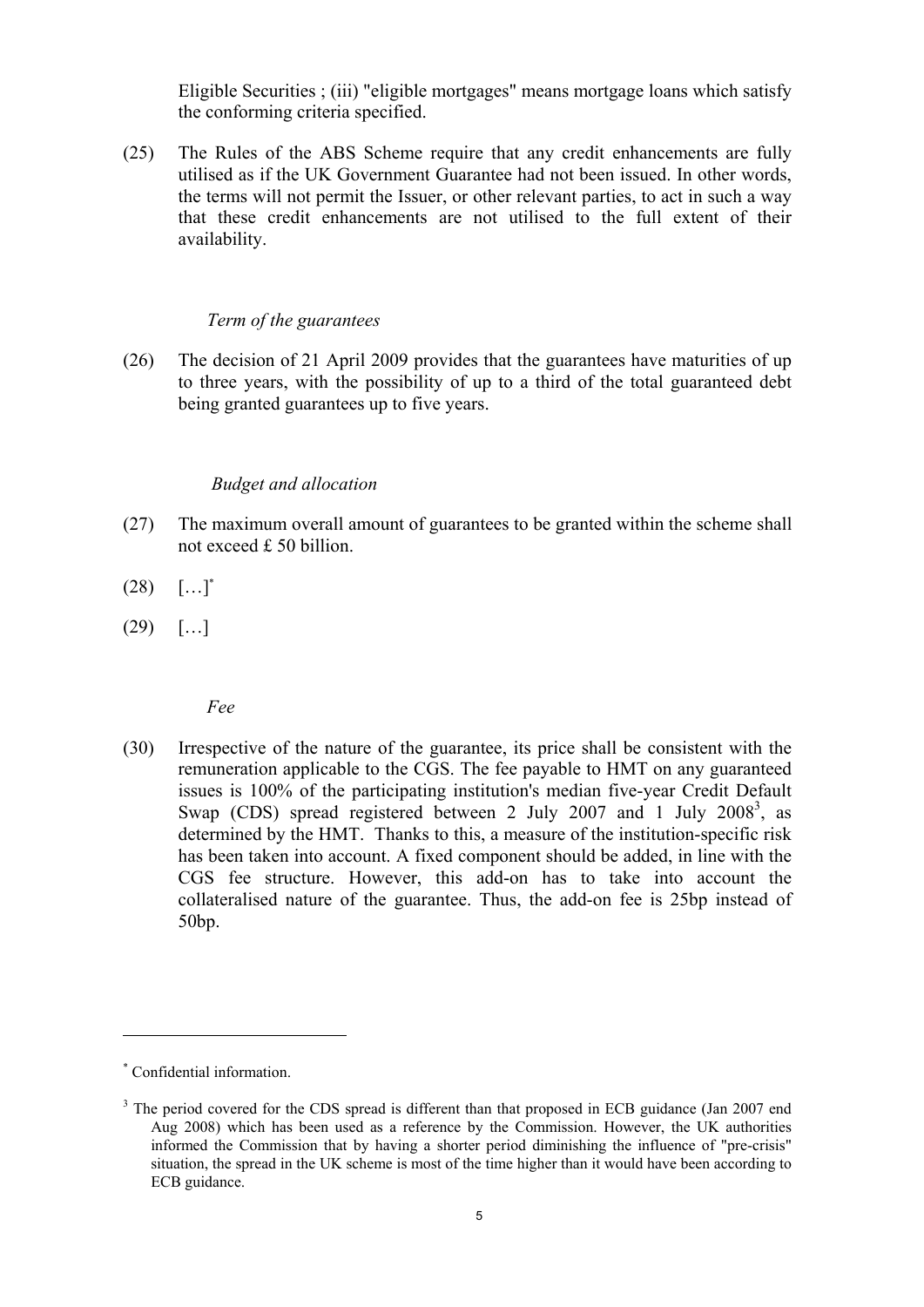Eligible Securities ; (iii) "eligible mortgages" means mortgage loans which satisfy the conforming criteria specified.

(25) The Rules of the ABS Scheme require that any credit enhancements are fully utilised as if the UK Government Guarantee had not been issued. In other words, the terms will not permit the Issuer, or other relevant parties, to act in such a way that these credit enhancements are not utilised to the full extent of their availability.

*Term of the guarantees*

(26) The decision of 21 April 2009 provides that the guarantees have maturities of up to three years, with the possibility of up to a third of the total guaranteed debt being granted guarantees up to five years.

*Budget and allocation*

(27) The maximum overall amount of guarantees to be granted within the scheme shall not exceed £ 50 billion.

(28) […][*]

(29) […]

*Fee*

(30) Irrespective of the nature of the guarantee, its price shall be consistent with the remuneration applicable to the CGS. The fee payable to HMT on any guaranteed issues is 100% of the participating institution's median five-year Credit Default Swap (CDS) spread registered between 2 July 2007 and 1 July 2008[3], as determined by the HMT. Thanks to this, a measure of the institution-specific risk has been taken into account. A fixed component should be added, in line with the CGS fee structure. However, this add-on has to take into account the collateralised nature of the guarantee. Thus, the add-on fee is 25bp instead of 50bp.

---

[*] Confidential information.

[3] The period covered for the CDS spread is different than that proposed in ECB guidance (Jan 2007 end Aug 2008) which has been used as a reference by the Commission. However, the UK authorities informed the Commission that by having a shorter period diminishing the influence of "pre-crisis" situation, the spread in the UK scheme is most of the time higher than it would have been according to ECB guidance.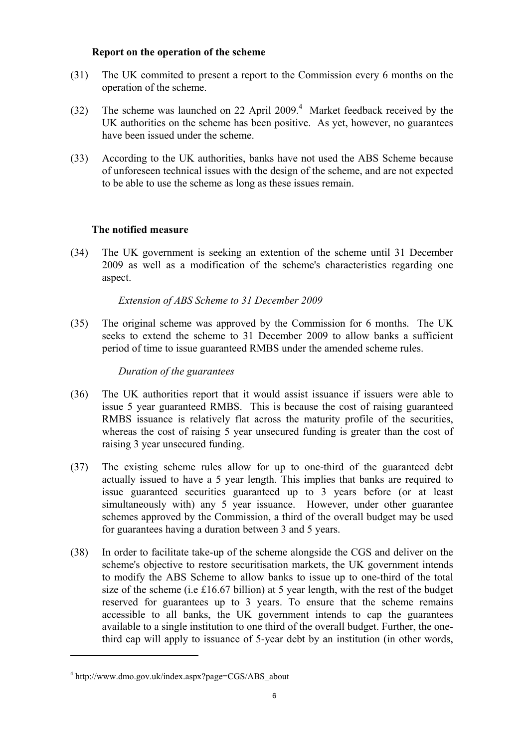**Report on the operation of the scheme**

(31) The UK commited to present a report to the Commission every 6 months on the operation of the scheme.

(32) The scheme was launched on 22 April 2009.[4] Market feedback received by the UK authorities on the scheme has been positive. As yet, however, no guarantees have been issued under the scheme.

(33) According to the UK authorities, banks have not used the ABS Scheme because of unforeseen technical issues with the design of the scheme, and are not expected to be able to use the scheme as long as these issues remain.

**The notified measure**

(34) The UK government is seeking an extention of the scheme until 31 December 2009 as well as a modification of the scheme's characteristics regarding one aspect.

*Extension of ABS Scheme to 31 December 2009*

(35) The original scheme was approved by the Commission for 6 months. The UK seeks to extend the scheme to 31 December 2009 to allow banks a sufficient period of time to issue guaranteed RMBS under the amended scheme rules.

*Duration of the guarantees*

(36) The UK authorities report that it would assist issuance if issuers were able to issue 5 year guaranteed RMBS. This is because the cost of raising guaranteed RMBS issuance is relatively flat across the maturity profile of the securities, whereas the cost of raising 5 year unsecured funding is greater than the cost of raising 3 year unsecured funding.

(37) The existing scheme rules allow for up to one-third of the guaranteed debt actually issued to have a 5 year length. This implies that banks are required to issue guaranteed securities guaranteed up to 3 years before (or at least simultaneously with) any 5 year issuance. However, under other guarantee schemes approved by the Commission, a third of the overall budget may be used for guarantees having a duration between 3 and 5 years.

(38) In order to facilitate take-up of the scheme alongside the CGS and deliver on the scheme's objective to restore securitisation markets, the UK government intends to modify the ABS Scheme to allow banks to issue up to one-third of the total size of the scheme (i.e £16.67 billion) at 5 year length, with the rest of the budget reserved for guarantees up to 3 years. To ensure that the scheme remains accessible to all banks, the UK government intends to cap the guarantees available to a single institution to one third of the overall budget. Further, the one-third cap will apply to issuance of 5-year debt by an institution (in other words,

[4] http://www.dmo.gov.uk/index.aspx?page=CGS/ABS_about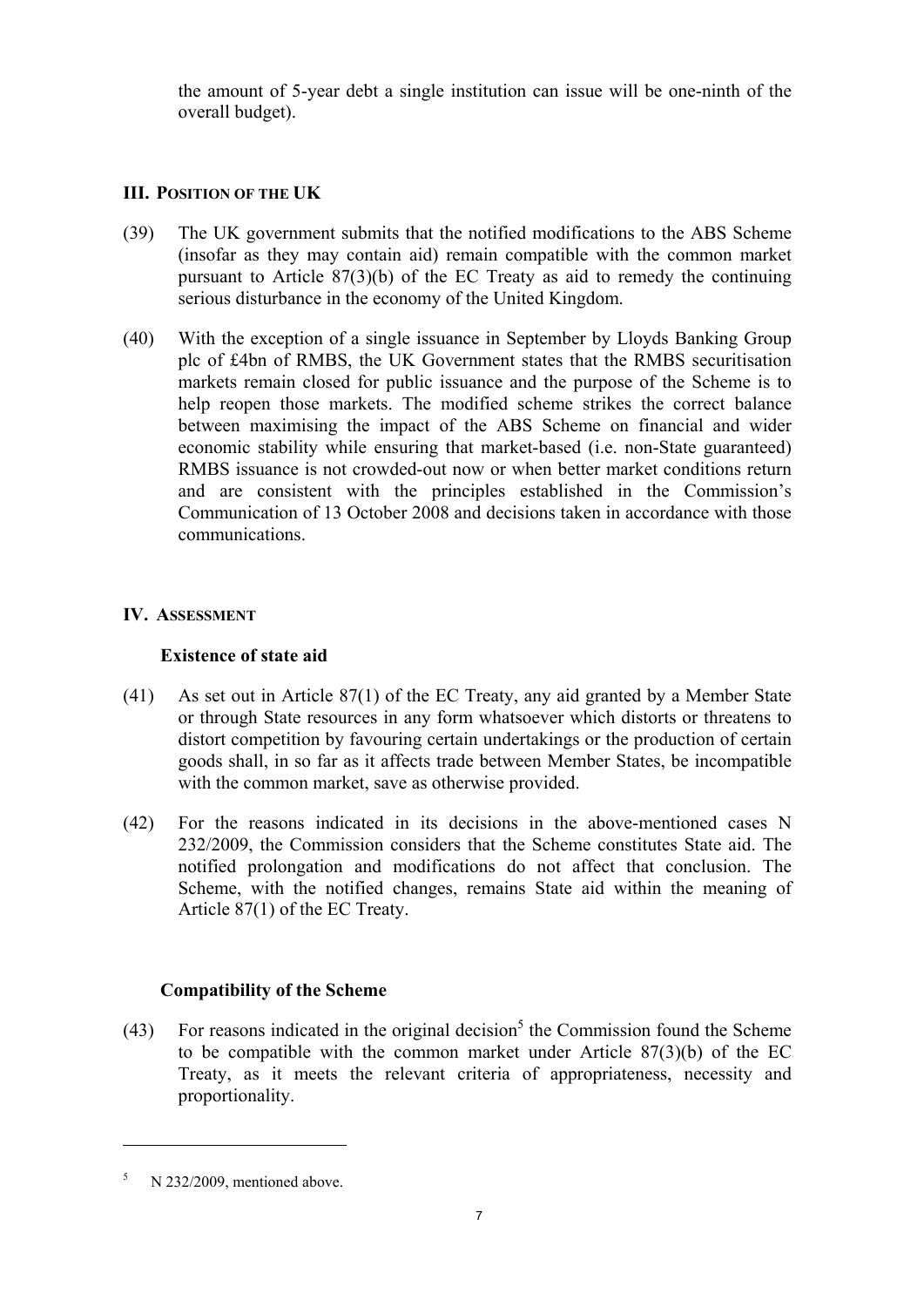the amount of 5-year debt a single institution can issue will be one-ninth of the overall budget).

## III. POSITION OF THE UK

(39) The UK government submits that the notified modifications to the ABS Scheme (insofar as they may contain aid) remain compatible with the common market pursuant to Article 87(3)(b) of the EC Treaty as aid to remedy the continuing serious disturbance in the economy of the United Kingdom.

(40) With the exception of a single issuance in September by Lloyds Banking Group plc of £4bn of RMBS, the UK Government states that the RMBS securitisation markets remain closed for public issuance and the purpose of the Scheme is to help reopen those markets. The modified scheme strikes the correct balance between maximising the impact of the ABS Scheme on financial and wider economic stability while ensuring that market-based (i.e. non-State guaranteed) RMBS issuance is not crowded-out now or when better market conditions return and are consistent with the principles established in the Commission's Communication of 13 October 2008 and decisions taken in accordance with those communications.

## IV. ASSESSMENT

### Existence of state aid

(41) As set out in Article 87(1) of the EC Treaty, any aid granted by a Member State or through State resources in any form whatsoever which distorts or threatens to distort competition by favouring certain undertakings or the production of certain goods shall, in so far as it affects trade between Member States, be incompatible with the common market, save as otherwise provided.

(42) For the reasons indicated in its decisions in the above-mentioned cases N 232/2009, the Commission considers that the Scheme constitutes State aid. The notified prolongation and modifications do not affect that conclusion. The Scheme, with the notified changes, remains State aid within the meaning of Article 87(1) of the EC Treaty.

### Compatibility of the Scheme

(43) For reasons indicated in the original decision[5] the Commission found the Scheme to be compatible with the common market under Article 87(3)(b) of the EC Treaty, as it meets the relevant criteria of appropriateness, necessity and proportionality.

---

[5] N 232/2009, mentioned above.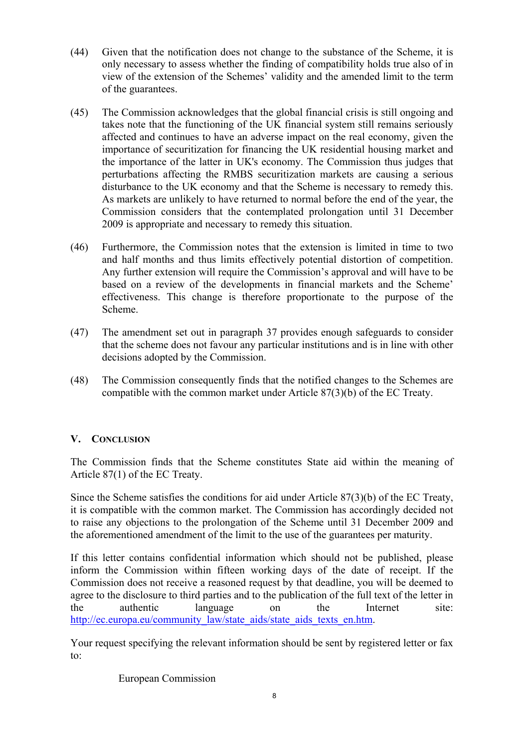(44) Given that the notification does not change to the substance of the Scheme, it is only necessary to assess whether the finding of compatibility holds true also of in view of the extension of the Schemes' validity and the amended limit to the term of the guarantees.

(45) The Commission acknowledges that the global financial crisis is still ongoing and takes note that the functioning of the UK financial system still remains seriously affected and continues to have an adverse impact on the real economy, given the importance of securitization for financing the UK residential housing market and the importance of the latter in UK's economy. The Commission thus judges that perturbations affecting the RMBS securitization markets are causing a serious disturbance to the UK economy and that the Scheme is necessary to remedy this. As markets are unlikely to have returned to normal before the end of the year, the Commission considers that the contemplated prolongation until 31 December 2009 is appropriate and necessary to remedy this situation.

(46) Furthermore, the Commission notes that the extension is limited in time to two and half months and thus limits effectively potential distortion of competition. Any further extension will require the Commission's approval and will have to be based on a review of the developments in financial markets and the Scheme' effectiveness. This change is therefore proportionate to the purpose of the Scheme.

(47) The amendment set out in paragraph 37 provides enough safeguards to consider that the scheme does not favour any particular institutions and is in line with other decisions adopted by the Commission.

(48) The Commission consequently finds that the notified changes to the Schemes are compatible with the common market under Article 87(3)(b) of the EC Treaty.

## V. CONCLUSION

The Commission finds that the Scheme constitutes State aid within the meaning of Article 87(1) of the EC Treaty.

Since the Scheme satisfies the conditions for aid under Article 87(3)(b) of the EC Treaty, it is compatible with the common market. The Commission has accordingly decided not to raise any objections to the prolongation of the Scheme until 31 December 2009 and the aforementioned amendment of the limit to the use of the guarantees per maturity.

If this letter contains confidential information which should not be published, please inform the Commission within fifteen working days of the date of receipt. If the Commission does not receive a reasoned request by that deadline, you will be deemed to agree to the disclosure to third parties and to the publication of the full text of the letter in the authentic language on the Internet site: http://ec.europa.eu/community_law/state_aids/state_aids_texts_en.htm.

Your request specifying the relevant information should be sent by registered letter or fax to:

European Commission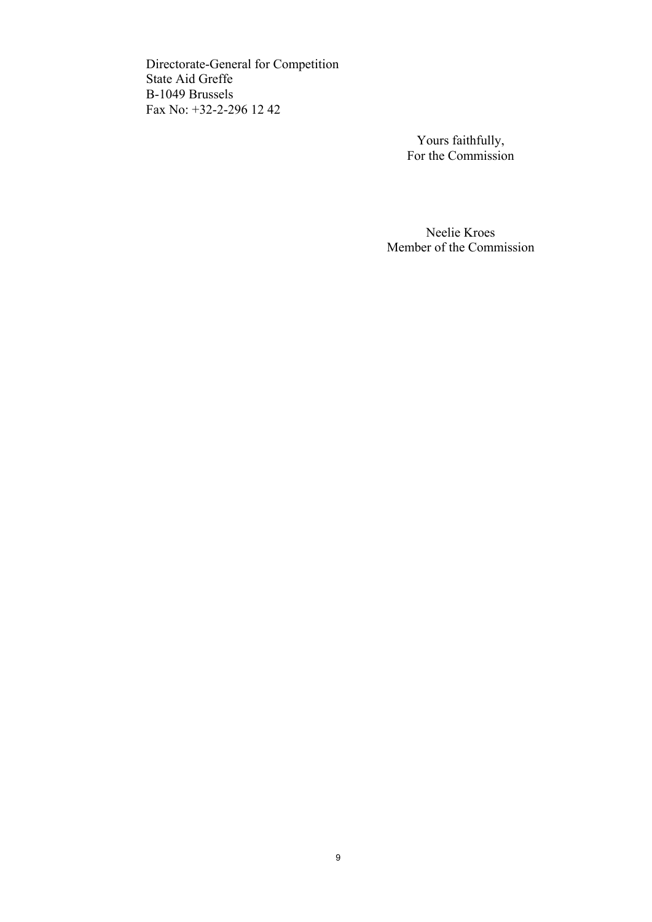Directorate-General for Competition
State Aid Greffe
B-1049 Brussels
Fax No: +32-2-296 12 42

Yours faithfully,
For the Commission

Neelie Kroes
Member of the Commission